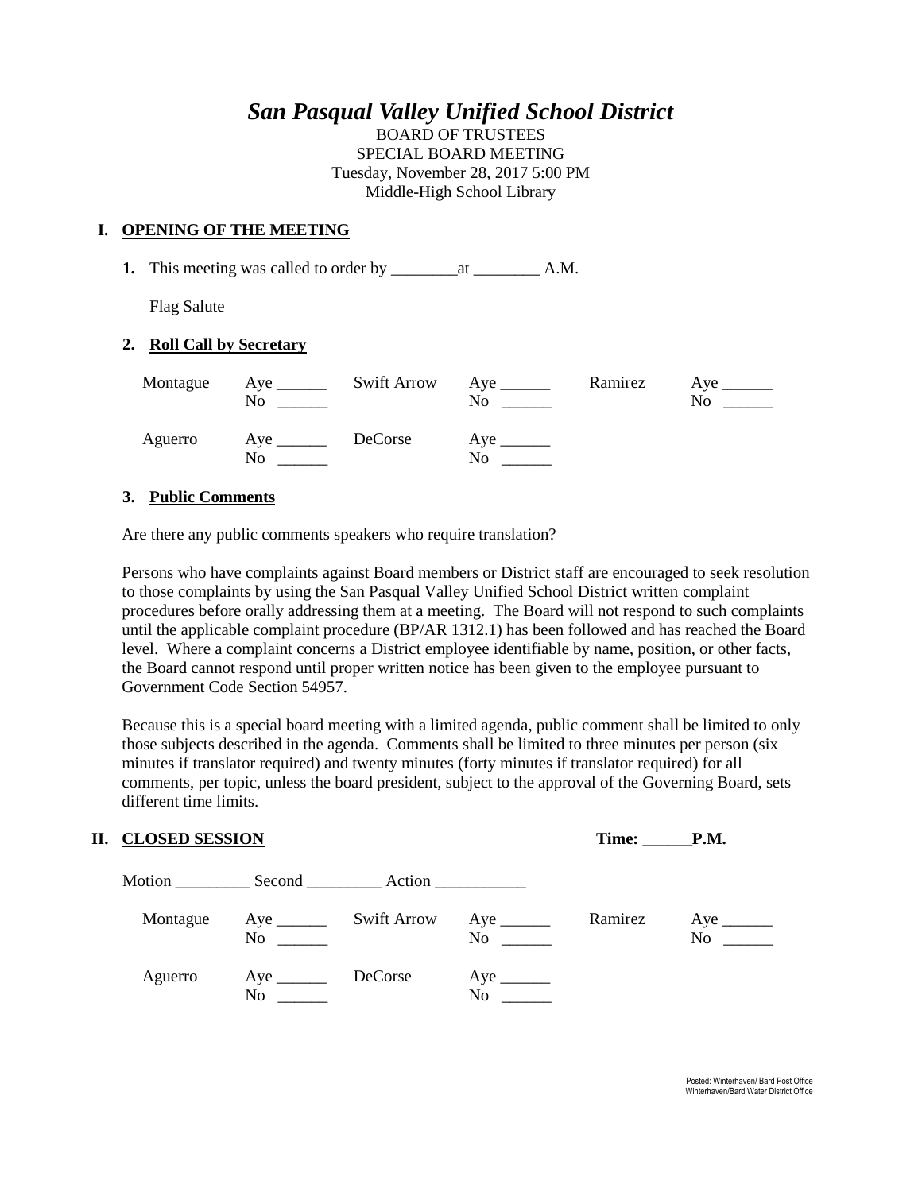# *San Pasqual Valley Unified School District*

BOARD OF TRUSTEES
SPECIAL BOARD MEETING
Tuesday, November 28, 2017 5:00 PM
Middle-High School Library

## I. OPENING OF THE MEETING

**1.** This meeting was called to order by ________at ________ A.M.

Flag Salute

**2. Roll Call by Secretary**

| | | | | | |
|---|---|---|---|---|---|
| Montague | Aye ______ No ______ | Swift Arrow | Aye ______ No ______ | Ramirez | Aye ______ No ______ |
| Aguerro | Aye ______ No ______ | DeCorse | Aye ______ No ______ | | |

**3. Public Comments**

Are there any public comments speakers who require translation?

Persons who have complaints against Board members or District staff are encouraged to seek resolution to those complaints by using the San Pasqual Valley Unified School District written complaint procedures before orally addressing them at a meeting. The Board will not respond to such complaints until the applicable complaint procedure (BP/AR 1312.1) has been followed and has reached the Board level. Where a complaint concerns a District employee identifiable by name, position, or other facts, the Board cannot respond until proper written notice has been given to the employee pursuant to Government Code Section 54957.

Because this is a special board meeting with a limited agenda, public comment shall be limited to only those subjects described in the agenda. Comments shall be limited to three minutes per person (six minutes if translator required) and twenty minutes (forty minutes if translator required) for all comments, per topic, unless the board president, subject to the approval of the Governing Board, sets different time limits.

## II. CLOSED SESSION

**Time: ______P.M.**

Motion _________ Second _________ Action ___________

| | | | | | |
|---|---|---|---|---|---|
| Montague | Aye ______ No ______ | Swift Arrow | Aye ______ No ______ | Ramirez | Aye ______ No ______ |
| Aguerro | Aye ______ No ______ | DeCorse | Aye ______ No ______ | | |

Posted: Winterhaven/ Bard Post Office
Winterhaven/Bard Water District Office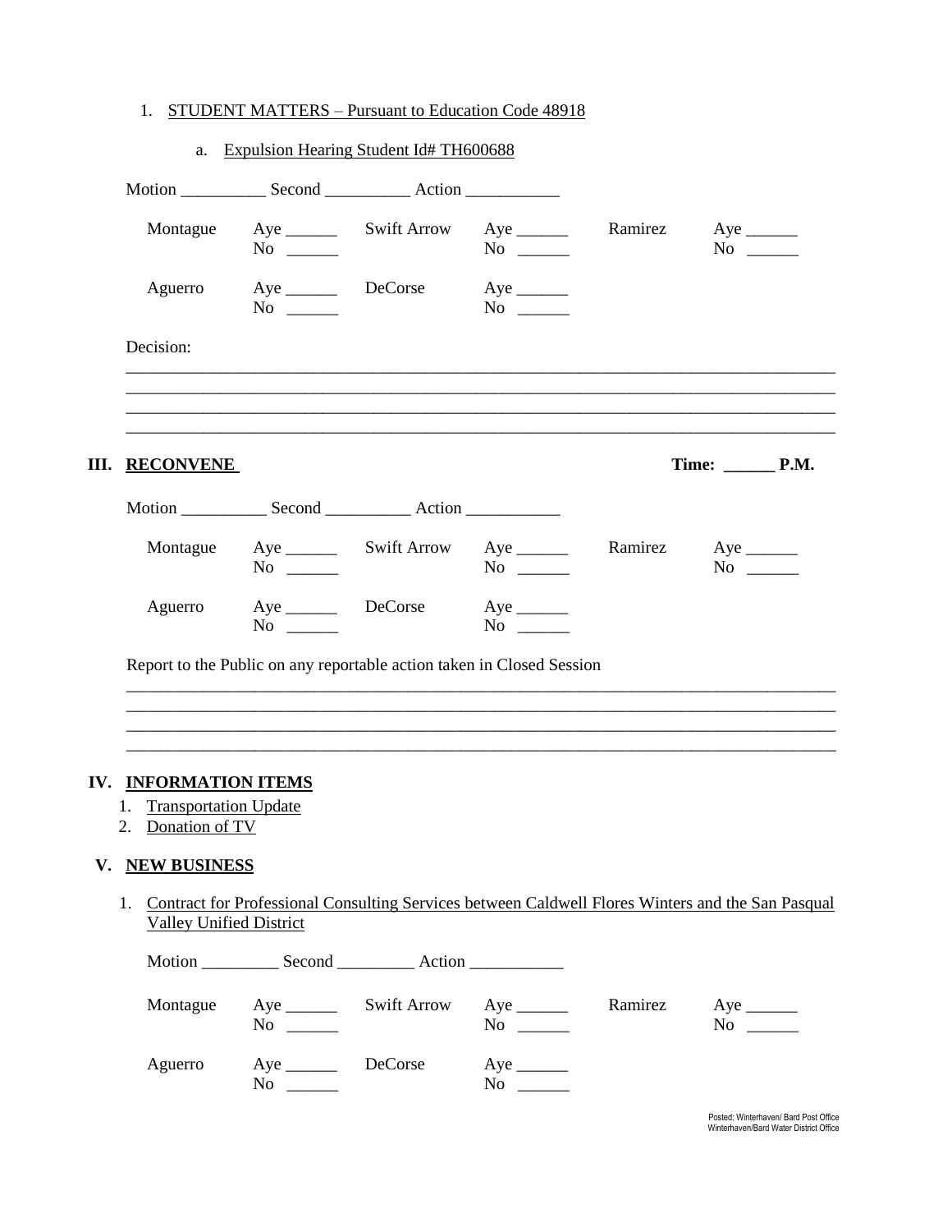1. STUDENT MATTERS – Pursuant to Education Code 48918

   a. Expulsion Hearing Student Id# TH600688

Motion __________ Second __________ Action ___________

| | | | | | |
|---|---|---|---|---|---|
| Montague | Aye ______ No ______ | Swift Arrow | Aye ______ No ______ | Ramirez | Aye ______ No ______ |
| Aguerro | Aye ______ No ______ | DeCorse | Aye ______ No ______ | | |

Decision:

________________________________________________________________________________
________________________________________________________________________________
________________________________________________________________________________
________________________________________________________________________________

## III. RECONVENE

**Time: ______ P.M.**

Motion __________ Second __________ Action ___________

| | | | | | |
|---|---|---|---|---|---|
| Montague | Aye ______ No ______ | Swift Arrow | Aye ______ No ______ | Ramirez | Aye ______ No ______ |
| Aguerro | Aye ______ No ______ | DeCorse | Aye ______ No ______ | | |

Report to the Public on any reportable action taken in Closed Session

________________________________________________________________________________
________________________________________________________________________________
________________________________________________________________________________
________________________________________________________________________________

## IV. INFORMATION ITEMS

1. Transportation Update
2. Donation of TV

## V. NEW BUSINESS

1. Contract for Professional Consulting Services between Caldwell Flores Winters and the San Pasqual Valley Unified District

Motion _________ Second _________ Action ___________

| | | | | | |
|---|---|---|---|---|---|
| Montague | Aye ______ No ______ | Swift Arrow | Aye ______ No ______ | Ramirez | Aye ______ No ______ |
| Aguerro | Aye ______ No ______ | DeCorse | Aye ______ No ______ | | |

Posted: Winterhaven/ Bard Post Office
Winterhaven/Bard Water District Office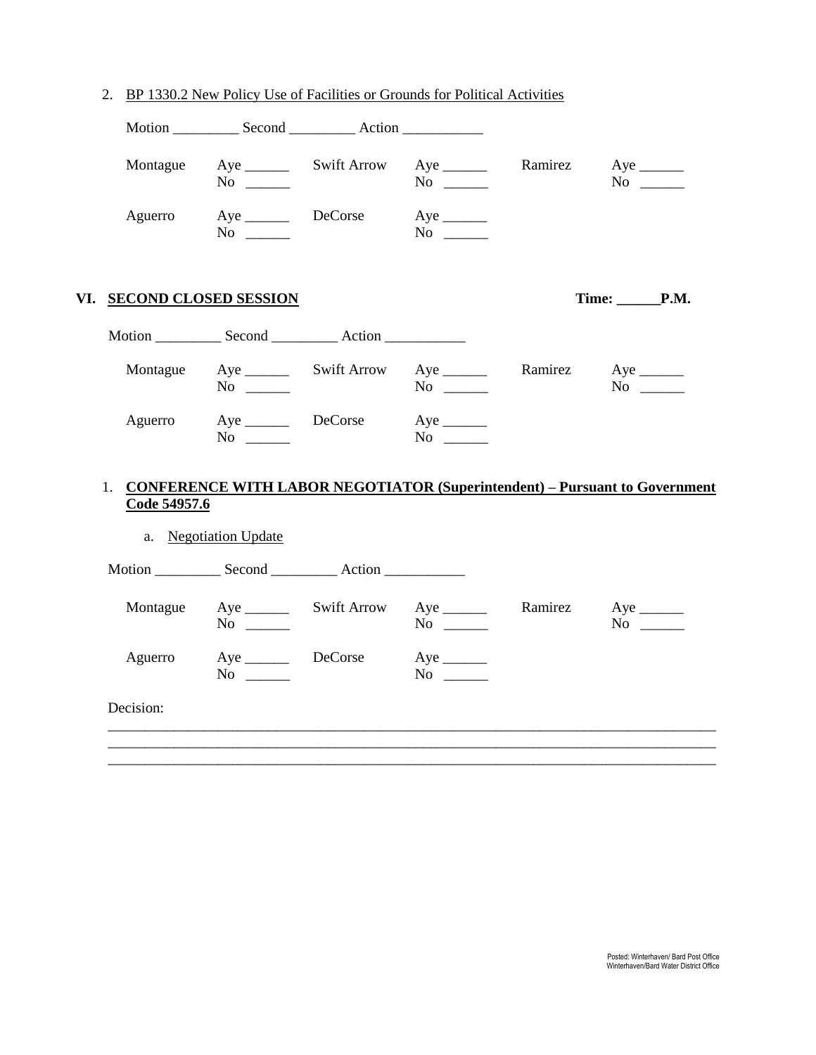2. BP 1330.2 New Policy Use of Facilities or Grounds for Political Activities

Motion _________ Second _________ Action ___________

| | | | | | |
|---|---|---|---|---|---|
| Montague | Aye ______<br>No ______ | Swift Arrow | Aye ______<br>No ______ | Ramirez | Aye ______<br>No ______ |
| Aguerro | Aye ______<br>No ______ | DeCorse | Aye ______<br>No ______ | | |

## VI. SECOND CLOSED SESSION

**Time: ______P.M.**

Motion _________ Second _________ Action ___________

| | | | | | |
|---|---|---|---|---|---|
| Montague | Aye ______<br>No ______ | Swift Arrow | Aye ______<br>No ______ | Ramirez | Aye ______<br>No ______ |
| Aguerro | Aye ______<br>No ______ | DeCorse | Aye ______<br>No ______ | | |

1. **CONFERENCE WITH LABOR NEGOTIATOR (Superintendent) – Pursuant to Government Code 54957.6**

   a. Negotiation Update

Motion _________ Second _________ Action ___________

| | | | | | |
|---|---|---|---|---|---|
| Montague | Aye ______<br>No ______ | Swift Arrow | Aye ______<br>No ______ | Ramirez | Aye ______<br>No ______ |
| Aguerro | Aye ______<br>No ______ | DeCorse | Aye ______<br>No ______ | | |

Decision:

_____________________________________________________________________________________
_____________________________________________________________________________________
_____________________________________________________________________________________

Posted: Winterhaven/ Bard Post Office
Winterhaven/Bard Water District Office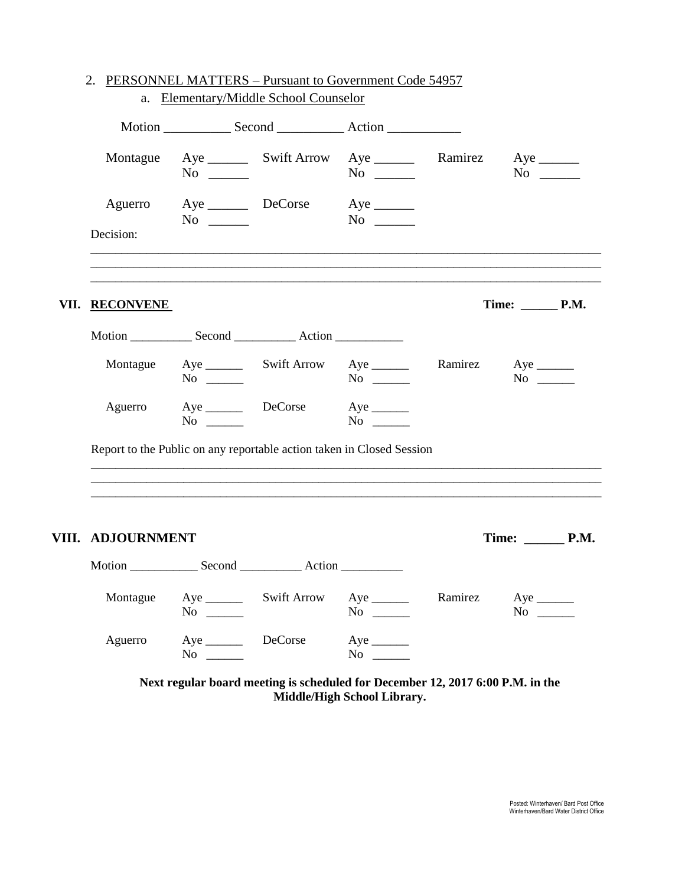2. PERSONNEL MATTERS – Pursuant to Government Code 54957
    a. Elementary/Middle School Counselor

Motion __________ Second __________ Action ___________

| | | | | | |
|---|---|---|---|---|---|
| Montague | Aye ______ No ______ | Swift Arrow | Aye ______ No ______ | Ramirez | Aye ______ No ______ |
| Aguerro | Aye ______ No ______ | DeCorse | Aye ______ No ______ | | |

Decision:
________________________________________________________________________________
________________________________________________________________________________
________________________________________________________________________________

## VII. RECONVENE                                                                                  Time: ______ P.M.

Motion __________ Second __________ Action ___________

| | | | | | |
|---|---|---|---|---|---|
| Montague | Aye ______ No ______ | Swift Arrow | Aye ______ No ______ | Ramirez | Aye ______ No ______ |
| Aguerro | Aye ______ No ______ | DeCorse | Aye ______ No ______ | | |

Report to the Public on any reportable action taken in Closed Session
________________________________________________________________________________
________________________________________________________________________________
________________________________________________________________________________

## VIII. ADJOURNMENT                                                                                  Time: ______ P.M.

Motion ___________ Second __________ Action __________

| | | | | | |
|---|---|---|---|---|---|
| Montague | Aye ______ No ______ | Swift Arrow | Aye ______ No ______ | Ramirez | Aye ______ No ______ |
| Aguerro | Aye ______ No ______ | DeCorse | Aye ______ No ______ | | |

**Next regular board meeting is scheduled for December 12, 2017 6:00 P.M. in the Middle/High School Library.**

Posted: Winterhaven/ Bard Post Office
Winterhaven/Bard Water District Office